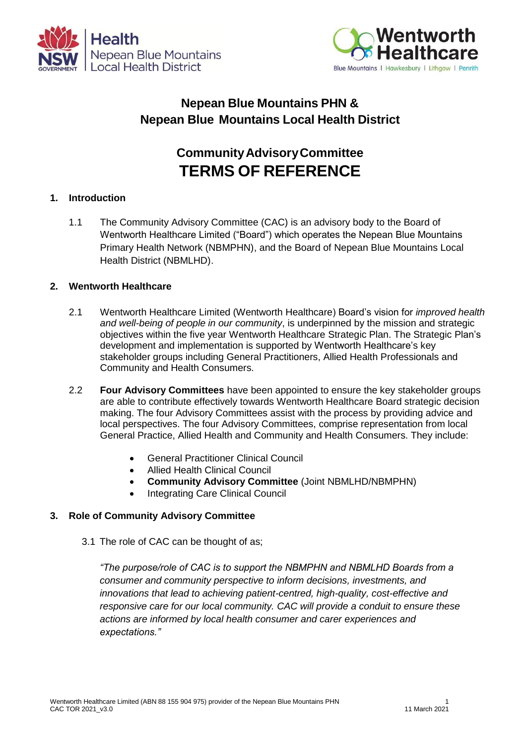# Nepean Blue Mountains PHN & Nepean Blue Mountains Local Health District

# Community Advisory Committee TERMS OF REFERENCE

## 1. Introduction

1.1 The Community Advisory Committee (CAC) is an advisory body to the Board of Wentworth Healthcare Limited ("Board") which operates the Nepean Blue Mountains Primary Health Network (NBMPHN), and the Board of Nepean Blue Mountains Local Health District (NBMLHD).

## 2. Wentworth Healthcare

2.1 Wentworth Healthcare Limited (Wentworth Healthcare) Board's vision for *improved health and well-being of people in our community*, is underpinned by the mission and strategic objectives within the five year Wentworth Healthcare Strategic Plan. The Strategic Plan's development and implementation is supported by Wentworth Healthcare's key stakeholder groups including General Practitioners, Allied Health Professionals and Community and Health Consumers.

2.2 **Four Advisory Committees** have been appointed to ensure the key stakeholder groups are able to contribute effectively towards Wentworth Healthcare Board strategic decision making. The four Advisory Committees assist with the process by providing advice and local perspectives. The four Advisory Committees, comprise representation from local General Practice, Allied Health and Community and Health Consumers. They include:

- General Practitioner Clinical Council
- Allied Health Clinical Council
- **Community Advisory Committee** (Joint NBMLHD/NBMPHN)
- Integrating Care Clinical Council

## 3. Role of Community Advisory Committee

3.1 The role of CAC can be thought of as;

*"The purpose/role of CAC is to support the NBMPHN and NBMLHD Boards from a consumer and community perspective to inform decisions, investments, and innovations that lead to achieving patient-centred, high-quality, cost-effective and responsive care for our local community. CAC will provide a conduit to ensure these actions are informed by local health consumer and carer experiences and expectations."*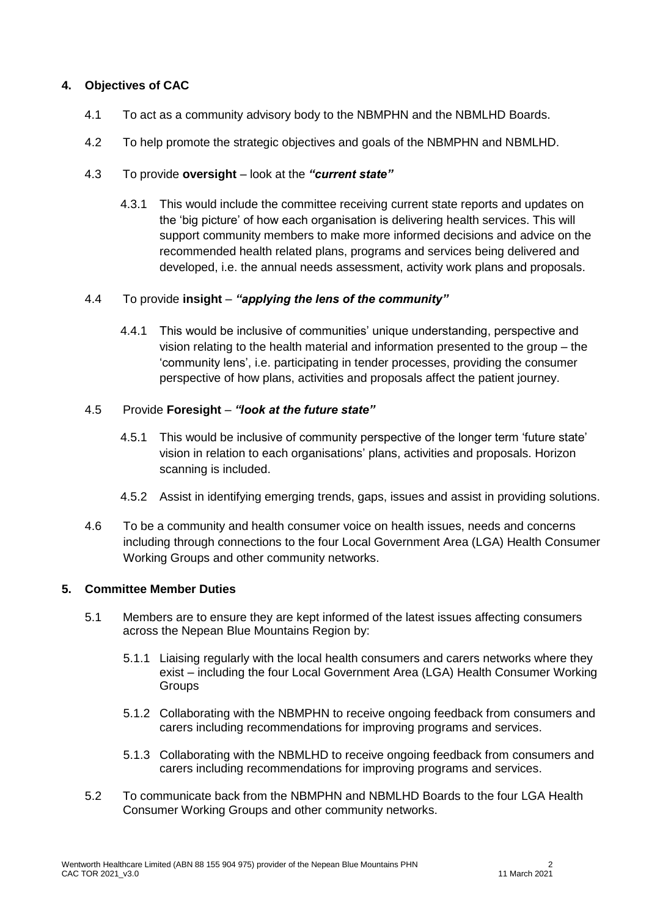## 4. Objectives of CAC

4.1 To act as a community advisory body to the NBMPHN and the NBMLHD Boards.

4.2 To help promote the strategic objectives and goals of the NBMPHN and NBMLHD.

4.3 To provide **oversight** – look at the ***"current state"***

4.3.1 This would include the committee receiving current state reports and updates on the 'big picture' of how each organisation is delivering health services. This will support community members to make more informed decisions and advice on the recommended health related plans, programs and services being delivered and developed, i.e. the annual needs assessment, activity work plans and proposals.

4.4 To provide **insight** – ***"applying the lens of the community"***

4.4.1 This would be inclusive of communities' unique understanding, perspective and vision relating to the health material and information presented to the group – the 'community lens', i.e. participating in tender processes, providing the consumer perspective of how plans, activities and proposals affect the patient journey.

4.5 Provide **Foresight** – ***"look at the future state"***

4.5.1 This would be inclusive of community perspective of the longer term 'future state' vision in relation to each organisations' plans, activities and proposals. Horizon scanning is included.

4.5.2 Assist in identifying emerging trends, gaps, issues and assist in providing solutions.

4.6 To be a community and health consumer voice on health issues, needs and concerns including through connections to the four Local Government Area (LGA) Health Consumer Working Groups and other community networks.

## 5. Committee Member Duties

5.1 Members are to ensure they are kept informed of the latest issues affecting consumers across the Nepean Blue Mountains Region by:

5.1.1 Liaising regularly with the local health consumers and carers networks where they exist – including the four Local Government Area (LGA) Health Consumer Working Groups

5.1.2 Collaborating with the NBMPHN to receive ongoing feedback from consumers and carers including recommendations for improving programs and services.

5.1.3 Collaborating with the NBMLHD to receive ongoing feedback from consumers and carers including recommendations for improving programs and services.

5.2 To communicate back from the NBMPHN and NBMLHD Boards to the four LGA Health Consumer Working Groups and other community networks.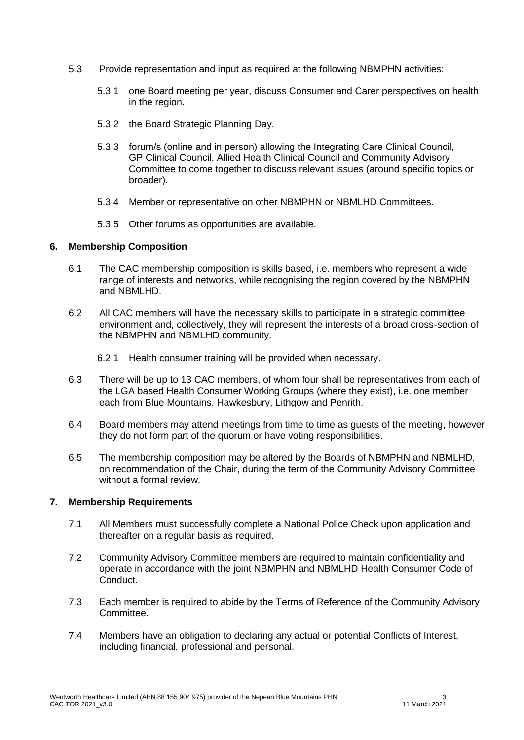5.3 Provide representation and input as required at the following NBMPHN activities:

5.3.1 one Board meeting per year, discuss Consumer and Carer perspectives on health in the region.

5.3.2 the Board Strategic Planning Day.

5.3.3 forum/s (online and in person) allowing the Integrating Care Clinical Council, GP Clinical Council, Allied Health Clinical Council and Community Advisory Committee to come together to discuss relevant issues (around specific topics or broader).

5.3.4 Member or representative on other NBMPHN or NBMLHD Committees.

5.3.5 Other forums as opportunities are available.

## 6. Membership Composition

6.1 The CAC membership composition is skills based, i.e. members who represent a wide range of interests and networks, while recognising the region covered by the NBMPHN and NBMLHD.

6.2 All CAC members will have the necessary skills to participate in a strategic committee environment and, collectively, they will represent the interests of a broad cross-section of the NBMPHN and NBMLHD community.

6.2.1 Health consumer training will be provided when necessary.

6.3 There will be up to 13 CAC members, of whom four shall be representatives from each of the LGA based Health Consumer Working Groups (where they exist), i.e. one member each from Blue Mountains, Hawkesbury, Lithgow and Penrith.

6.4 Board members may attend meetings from time to time as guests of the meeting, however they do not form part of the quorum or have voting responsibilities.

6.5 The membership composition may be altered by the Boards of NBMPHN and NBMLHD, on recommendation of the Chair, during the term of the Community Advisory Committee without a formal review.

## 7. Membership Requirements

7.1 All Members must successfully complete a National Police Check upon application and thereafter on a regular basis as required.

7.2 Community Advisory Committee members are required to maintain confidentiality and operate in accordance with the joint NBMPHN and NBMLHD Health Consumer Code of Conduct.

7.3 Each member is required to abide by the Terms of Reference of the Community Advisory Committee.

7.4 Members have an obligation to declaring any actual or potential Conflicts of Interest, including financial, professional and personal.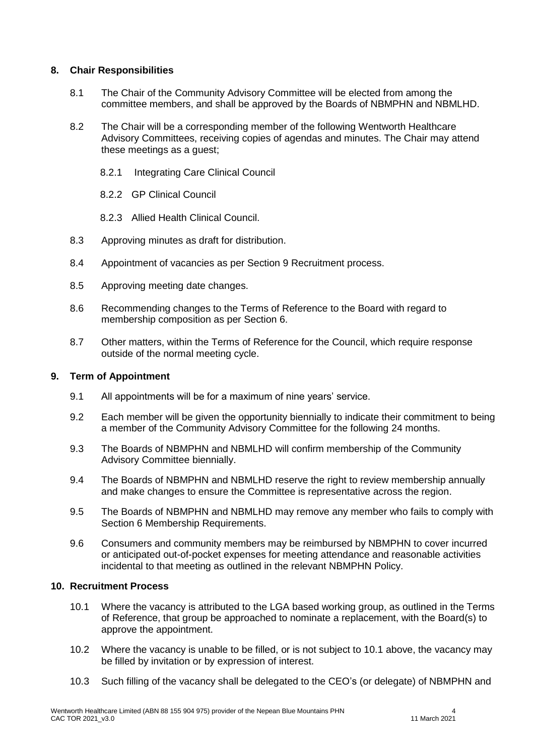## 8. Chair Responsibilities

8.1 The Chair of the Community Advisory Committee will be elected from among the committee members, and shall be approved by the Boards of NBMPHN and NBMLHD.

8.2 The Chair will be a corresponding member of the following Wentworth Healthcare Advisory Committees, receiving copies of agendas and minutes. The Chair may attend these meetings as a guest;

8.2.1 Integrating Care Clinical Council

8.2.2 GP Clinical Council

8.2.3 Allied Health Clinical Council.

8.3 Approving minutes as draft for distribution.

8.4 Appointment of vacancies as per Section 9 Recruitment process.

8.5 Approving meeting date changes.

8.6 Recommending changes to the Terms of Reference to the Board with regard to membership composition as per Section 6.

8.7 Other matters, within the Terms of Reference for the Council, which require response outside of the normal meeting cycle.

## 9. Term of Appointment

9.1 All appointments will be for a maximum of nine years' service.

9.2 Each member will be given the opportunity biennially to indicate their commitment to being a member of the Community Advisory Committee for the following 24 months.

9.3 The Boards of NBMPHN and NBMLHD will confirm membership of the Community Advisory Committee biennially.

9.4 The Boards of NBMPHN and NBMLHD reserve the right to review membership annually and make changes to ensure the Committee is representative across the region.

9.5 The Boards of NBMPHN and NBMLHD may remove any member who fails to comply with Section 6 Membership Requirements.

9.6 Consumers and community members may be reimbursed by NBMPHN to cover incurred or anticipated out-of-pocket expenses for meeting attendance and reasonable activities incidental to that meeting as outlined in the relevant NBMPHN Policy.

## 10. Recruitment Process

10.1 Where the vacancy is attributed to the LGA based working group, as outlined in the Terms of Reference, that group be approached to nominate a replacement, with the Board(s) to approve the appointment.

10.2 Where the vacancy is unable to be filled, or is not subject to 10.1 above, the vacancy may be filled by invitation or by expression of interest.

10.3 Such filling of the vacancy shall be delegated to the CEO's (or delegate) of NBMPHN and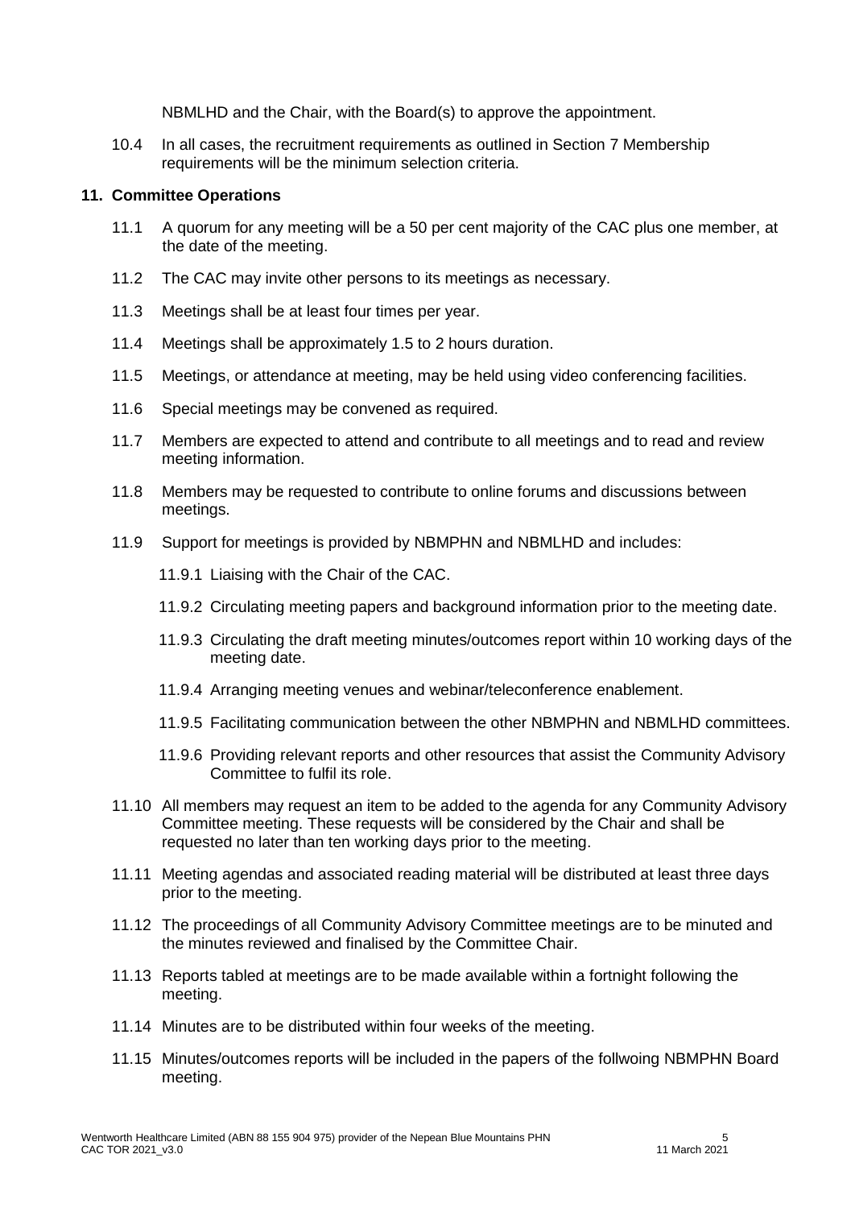NBMLHD and the Chair, with the Board(s) to approve the appointment.

10.4 In all cases, the recruitment requirements as outlined in Section 7 Membership requirements will be the minimum selection criteria.

## 11. Committee Operations

11.1 A quorum for any meeting will be a 50 per cent majority of the CAC plus one member, at the date of the meeting.

11.2 The CAC may invite other persons to its meetings as necessary.

11.3 Meetings shall be at least four times per year.

11.4 Meetings shall be approximately 1.5 to 2 hours duration.

11.5 Meetings, or attendance at meeting, may be held using video conferencing facilities.

11.6 Special meetings may be convened as required.

11.7 Members are expected to attend and contribute to all meetings and to read and review meeting information.

11.8 Members may be requested to contribute to online forums and discussions between meetings.

11.9 Support for meetings is provided by NBMPHN and NBMLHD and includes:

11.9.1 Liaising with the Chair of the CAC.

11.9.2 Circulating meeting papers and background information prior to the meeting date.

11.9.3 Circulating the draft meeting minutes/outcomes report within 10 working days of the meeting date.

11.9.4 Arranging meeting venues and webinar/teleconference enablement.

11.9.5 Facilitating communication between the other NBMPHN and NBMLHD committees.

11.9.6 Providing relevant reports and other resources that assist the Community Advisory Committee to fulfil its role.

11.10 All members may request an item to be added to the agenda for any Community Advisory Committee meeting. These requests will be considered by the Chair and shall be requested no later than ten working days prior to the meeting.

11.11 Meeting agendas and associated reading material will be distributed at least three days prior to the meeting.

11.12 The proceedings of all Community Advisory Committee meetings are to be minuted and the minutes reviewed and finalised by the Committee Chair.

11.13 Reports tabled at meetings are to be made available within a fortnight following the meeting.

11.14 Minutes are to be distributed within four weeks of the meeting.

11.15 Minutes/outcomes reports will be included in the papers of the follwoing NBMPHN Board meeting.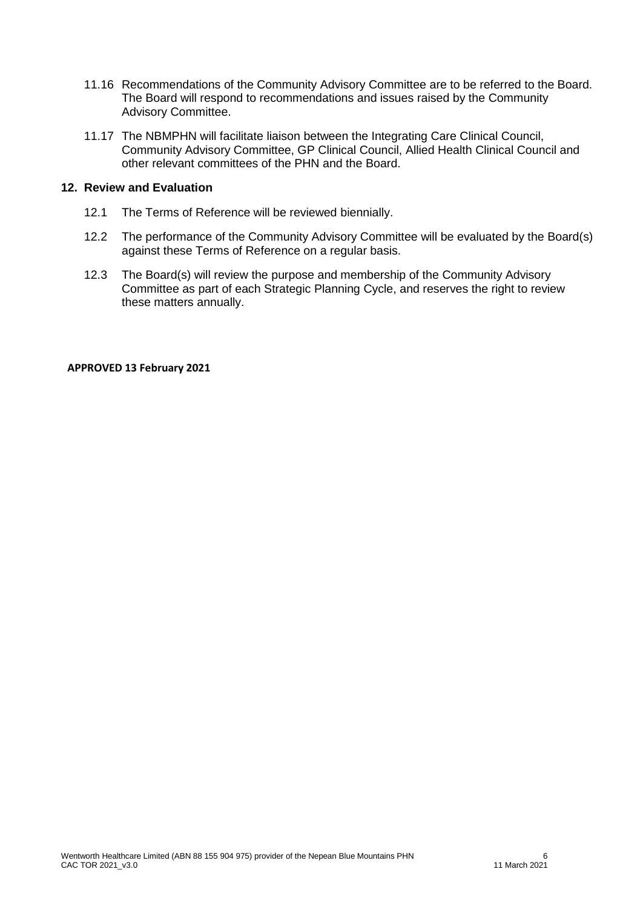11.16 Recommendations of the Community Advisory Committee are to be referred to the Board. The Board will respond to recommendations and issues raised by the Community Advisory Committee.

11.17 The NBMPHN will facilitate liaison between the Integrating Care Clinical Council, Community Advisory Committee, GP Clinical Council, Allied Health Clinical Council and other relevant committees of the PHN and the Board.

## 12. Review and Evaluation

12.1 The Terms of Reference will be reviewed biennially.

12.2 The performance of the Community Advisory Committee will be evaluated by the Board(s) against these Terms of Reference on a regular basis.

12.3 The Board(s) will review the purpose and membership of the Community Advisory Committee as part of each Strategic Planning Cycle, and reserves the right to review these matters annually.

**APPROVED 13 February 2021**